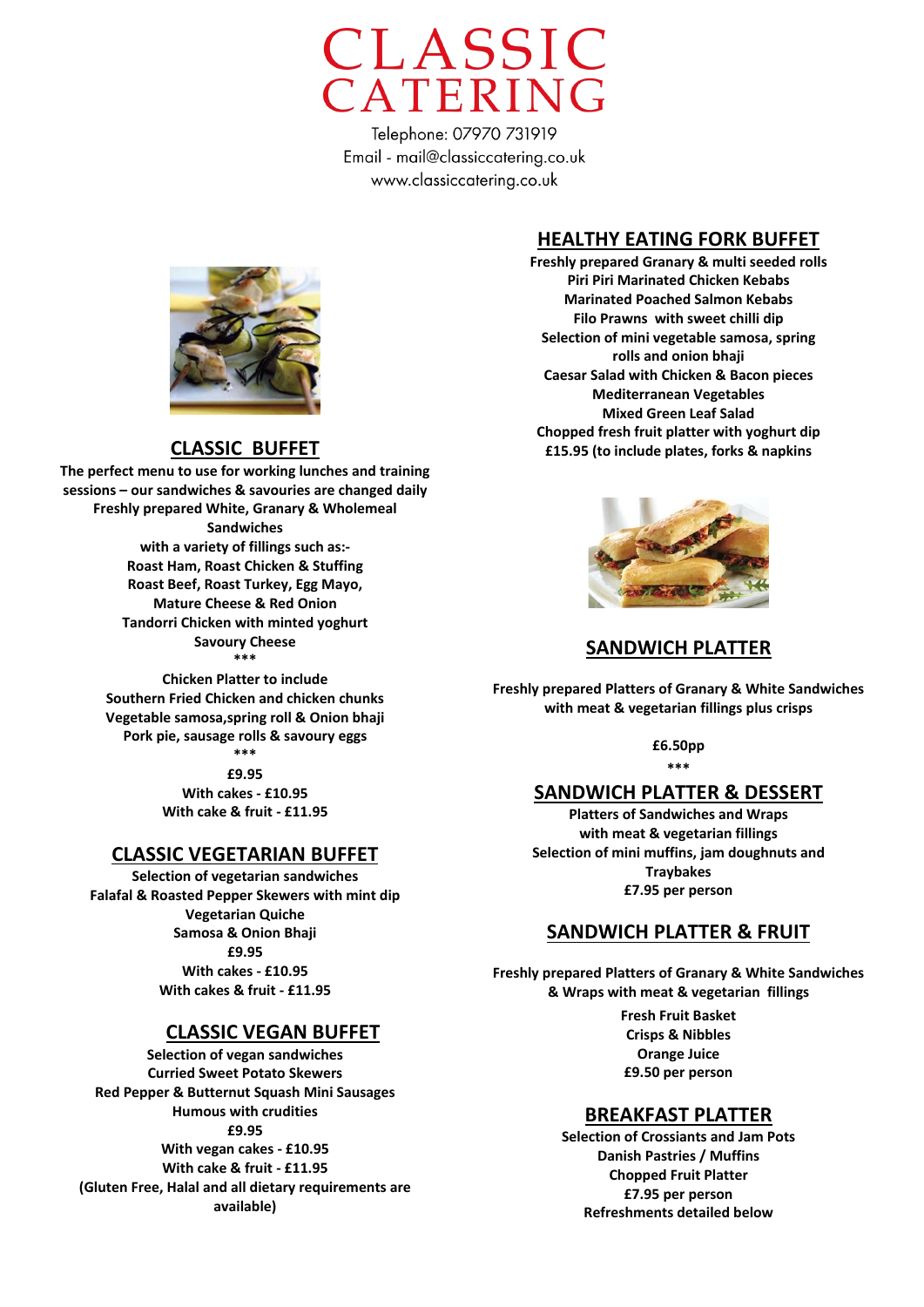# CLASSIC CATERING

Telephone: 07970 731919
Email - mail@classiccatering.co.uk
www.classiccatering.co.uk

## CLASSIC BUFFET

**The perfect menu to use for working lunches and training sessions – our sandwiches & savouries are changed daily**

**Freshly prepared White, Granary & Wholemeal Sandwiches**
**with a variety of fillings such as:-**
**Roast Ham, Roast Chicken & Stuffing**
**Roast Beef, Roast Turkey, Egg Mayo,**
**Mature Cheese & Red Onion**
**Tandorri Chicken with minted yoghurt**
**Savoury Cheese**

***

**Chicken Platter to include**
**Southern Fried Chicken and chicken chunks**
**Vegetable samosa,spring roll & Onion bhaji**
**Pork pie, sausage rolls & savoury eggs**

***

**£9.95**
**With cakes - £10.95**
**With cake & fruit - £11.95**

## CLASSIC VEGETARIAN BUFFET

**Selection of vegetarian sandwiches**
**Falafal & Roasted Pepper Skewers with mint dip**
**Vegetarian Quiche**
**Samosa & Onion Bhaji**
**£9.95**
**With cakes - £10.95**
**With cakes & fruit - £11.95**

## CLASSIC VEGAN BUFFET

**Selection of vegan sandwiches**
**Curried Sweet Potato Skewers**
**Red Pepper & Butternut Squash Mini Sausages**
**Humous with crudities**
**£9.95**
**With vegan cakes - £10.95**
**With cake & fruit - £11.95**
**(Gluten Free, Halal and all dietary requirements are available)**

## HEALTHY EATING FORK BUFFET

**Freshly prepared Granary & multi seeded rolls**
**Piri Piri Marinated Chicken Kebabs**
**Marinated Poached Salmon Kebabs**
**Filo Prawns with sweet chilli dip**
**Selection of mini vegetable samosa, spring rolls and onion bhaji**
**Caesar Salad with Chicken & Bacon pieces**
**Mediterranean Vegetables**
**Mixed Green Leaf Salad**
**Chopped fresh fruit platter with yoghurt dip**
**£15.95 (to include plates, forks & napkins**

## SANDWICH PLATTER

**Freshly prepared Platters of Granary & White Sandwiches with meat & vegetarian fillings plus crisps**

**£6.50pp**

***

## SANDWICH PLATTER & DESSERT

**Platters of Sandwiches and Wraps**
**with meat & vegetarian fillings**
**Selection of mini muffins, jam doughnuts and Traybakes**
**£7.95 per person**

## SANDWICH PLATTER & FRUIT

**Freshly prepared Platters of Granary & White Sandwiches & Wraps with meat & vegetarian fillings**

**Fresh Fruit Basket**
**Crisps & Nibbles**
**Orange Juice**
**£9.50 per person**

## BREAKFAST PLATTER

**Selection of Crossiants and Jam Pots**
**Danish Pastries / Muffins**
**Chopped Fruit Platter**
**£7.95 per person**
**Refreshments detailed below**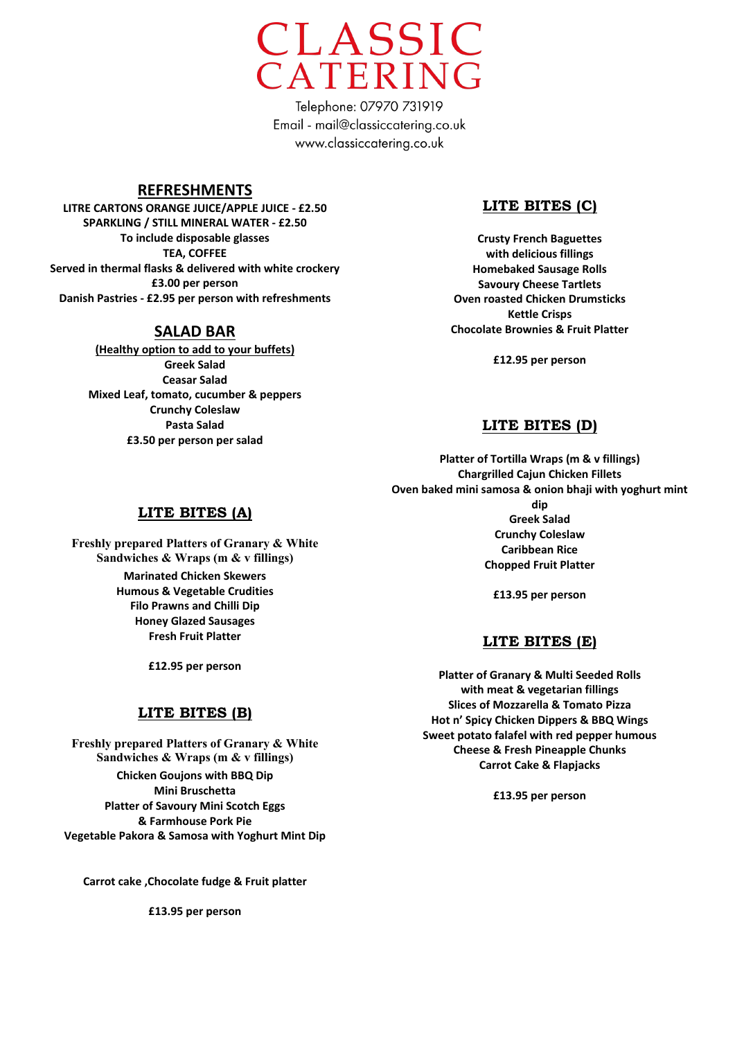# CLASSIC CATERING

Telephone: 07970 731919
Email - mail@classiccatering.co.uk
www.classiccatering.co.uk

## REFRESHMENTS

**LITRE CARTONS ORANGE JUICE/APPLE JUICE - £2.50**
**SPARKLING / STILL MINERAL WATER - £2.50**
**To include disposable glasses**
**TEA, COFFEE**
**Served in thermal flasks & delivered with white crockery**
**£3.00 per person**
**Danish Pastries - £2.95 per person with refreshments**

## SALAD BAR

**(Healthy option to add to your buffets)**
**Greek Salad**
**Ceasar Salad**
**Mixed Leaf, tomato, cucumber & peppers**
**Crunchy Coleslaw**
**Pasta Salad**
**£3.50 per person per salad**

## LITE BITES (A)

**Freshly prepared Platters of Granary & White Sandwiches & Wraps (m & v fillings)**
**Marinated Chicken Skewers**
**Humous & Vegetable Crudities**
**Filo Prawns and Chilli Dip**
**Honey Glazed Sausages**
**Fresh Fruit Platter**

**£12.95 per person**

## LITE BITES (B)

**Freshly prepared Platters of Granary & White Sandwiches & Wraps (m & v fillings)**
**Chicken Goujons with BBQ Dip**
**Mini Bruschetta**
**Platter of Savoury Mini Scotch Eggs & Farmhouse Pork Pie**
**Vegetable Pakora & Samosa with Yoghurt Mint Dip**

**Carrot cake ,Chocolate fudge & Fruit platter**

**£13.95 per person**

## LITE BITES (C)

**Crusty French Baguettes with delicious fillings**
**Homebaked Sausage Rolls**
**Savoury Cheese Tartlets**
**Oven roasted Chicken Drumsticks**
**Kettle Crisps**
**Chocolate Brownies & Fruit Platter**

**£12.95 per person**

## LITE BITES (D)

**Platter of Tortilla Wraps (m & v fillings)**
**Chargrilled Cajun Chicken Fillets**
**Oven baked mini samosa & onion bhaji with yoghurt mint dip**
**Greek Salad**
**Crunchy Coleslaw**
**Caribbean Rice**
**Chopped Fruit Platter**

**£13.95 per person**

## LITE BITES (E)

**Platter of Granary & Multi Seeded Rolls with meat & vegetarian fillings**
**Slices of Mozzarella & Tomato Pizza**
**Hot n' Spicy Chicken Dippers & BBQ Wings**
**Sweet potato falafel with red pepper humous**
**Cheese & Fresh Pineapple Chunks**
**Carrot Cake & Flapjacks**

**£13.95 per person**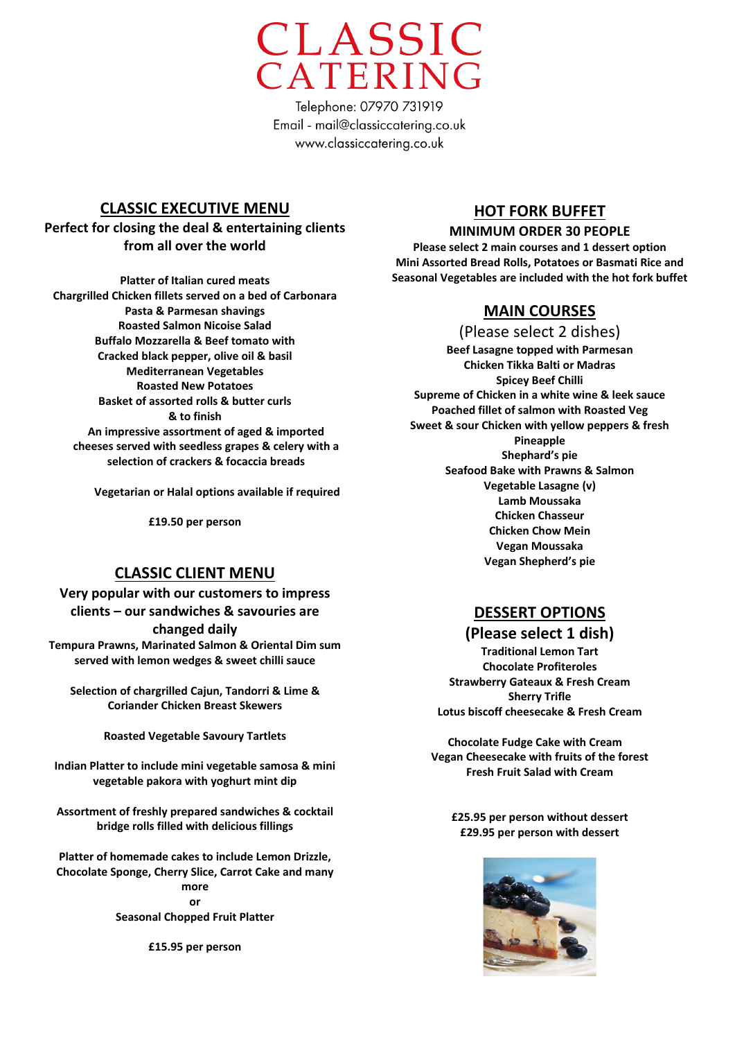# CLASSIC CATERING

Telephone: 07970 731919
Email - mail@classiccatering.co.uk
www.classiccatering.co.uk

## CLASSIC EXECUTIVE MENU

**Perfect for closing the deal & entertaining clients from all over the world**

**Platter of Italian cured meats**
**Chargrilled Chicken fillets served on a bed of Carbonara Pasta & Parmesan shavings**
**Roasted Salmon Nicoise Salad**
**Buffalo Mozzarella & Beef tomato with Cracked black pepper, olive oil & basil**
**Mediterranean Vegetables**
**Roasted New Potatoes**
**Basket of assorted rolls & butter curls**
**& to finish**
**An impressive assortment of aged & imported cheeses served with seedless grapes & celery with a selection of crackers & focaccia breads**

**Vegetarian or Halal options available if required**

**£19.50 per person**

## CLASSIC CLIENT MENU

**Very popular with our customers to impress clients – our sandwiches & savouries are changed daily**

**Tempura Prawns, Marinated Salmon & Oriental Dim sum served with lemon wedges & sweet chilli sauce**

**Selection of chargrilled Cajun, Tandorri & Lime & Coriander Chicken Breast Skewers**

**Roasted Vegetable Savoury Tartlets**

**Indian Platter to include mini vegetable samosa & mini vegetable pakora with yoghurt mint dip**

**Assortment of freshly prepared sandwiches & cocktail bridge rolls filled with delicious fillings**

**Platter of homemade cakes to include Lemon Drizzle, Chocolate Sponge, Cherry Slice, Carrot Cake and many more**
**or**
**Seasonal Chopped Fruit Platter**

**£15.95 per person**

## HOT FORK BUFFET

**MINIMUM ORDER 30 PEOPLE**

**Please select 2 main courses and 1 dessert option**
**Mini Assorted Bread Rolls, Potatoes or Basmati Rice and Seasonal Vegetables are included with the hot fork buffet**

### MAIN COURSES

(Please select 2 dishes)

**Beef Lasagne topped with Parmesan**
**Chicken Tikka Balti or Madras**
**Spicey Beef Chilli**
**Supreme of Chicken in a white wine & leek sauce**
**Poached fillet of salmon with Roasted Veg**
**Sweet & sour Chicken with yellow peppers & fresh Pineapple**
**Shephard's pie**
**Seafood Bake with Prawns & Salmon**
**Vegetable Lasagne (v)**
**Lamb Moussaka**
**Chicken Chasseur**
**Chicken Chow Mein**
**Vegan Moussaka**
**Vegan Shepherd's pie**

### DESSERT OPTIONS

**(Please select 1 dish)**

**Traditional Lemon Tart**
**Chocolate Profiteroles**
**Strawberry Gateaux & Fresh Cream**
**Sherry Trifle**
**Lotus biscoff cheesecake & Fresh Cream**

**Chocolate Fudge Cake with Cream**
**Vegan Cheesecake with fruits of the forest**
**Fresh Fruit Salad with Cream**

**£25.95 per person without dessert**
**£29.95 per person with dessert**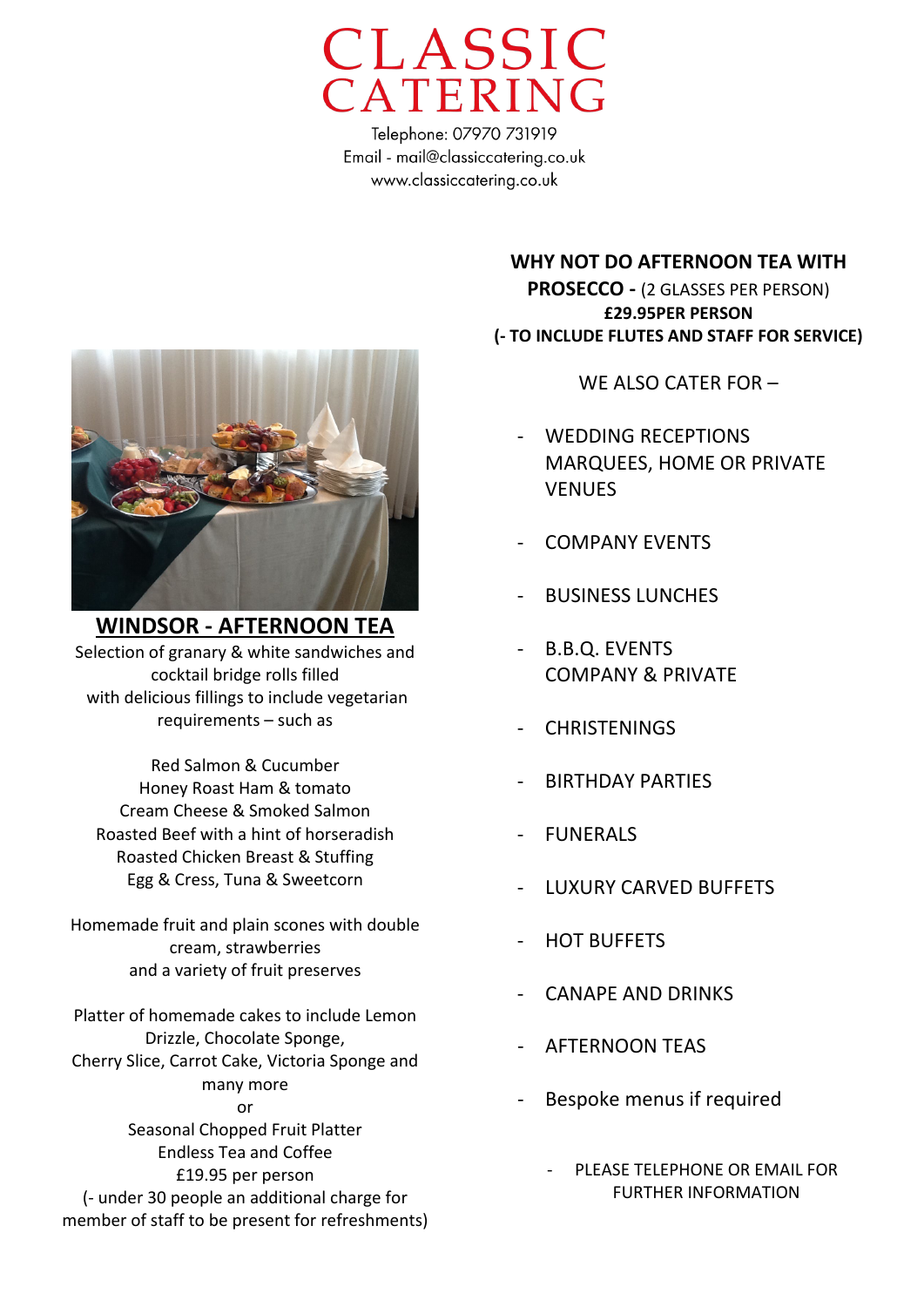# CLASSIC CATERING

Telephone: 07970 731919
Email - mail@classiccatering.co.uk
www.classiccatering.co.uk

## WINDSOR - AFTERNOON TEA

Selection of granary & white sandwiches and cocktail bridge rolls filled with delicious fillings to include vegetarian requirements – such as

Red Salmon & Cucumber
Honey Roast Ham & tomato
Cream Cheese & Smoked Salmon
Roasted Beef with a hint of horseradish
Roasted Chicken Breast & Stuffing
Egg & Cress, Tuna & Sweetcorn

Homemade fruit and plain scones with double cream, strawberries and a variety of fruit preserves

Platter of homemade cakes to include Lemon Drizzle, Chocolate Sponge, Cherry Slice, Carrot Cake, Victoria Sponge and many more
or
Seasonal Chopped Fruit Platter
Endless Tea and Coffee
£19.95 per person
(- under 30 people an additional charge for member of staff to be present for refreshments)

**WHY NOT DO AFTERNOON TEA WITH PROSECCO -** (2 GLASSES PER PERSON)
**£29.95PER PERSON**
**(- TO INCLUDE FLUTES AND STAFF FOR SERVICE)**

WE ALSO CATER FOR –

- WEDDING RECEPTIONS MARQUEES, HOME OR PRIVATE VENUES
- COMPANY EVENTS
- BUSINESS LUNCHES
- B.B.Q. EVENTS COMPANY & PRIVATE
- CHRISTENINGS
- BIRTHDAY PARTIES
- FUNERALS
- LUXURY CARVED BUFFETS
- HOT BUFFETS
- CANAPE AND DRINKS
- AFTERNOON TEAS
- Bespoke menus if required

- PLEASE TELEPHONE OR EMAIL FOR FURTHER INFORMATION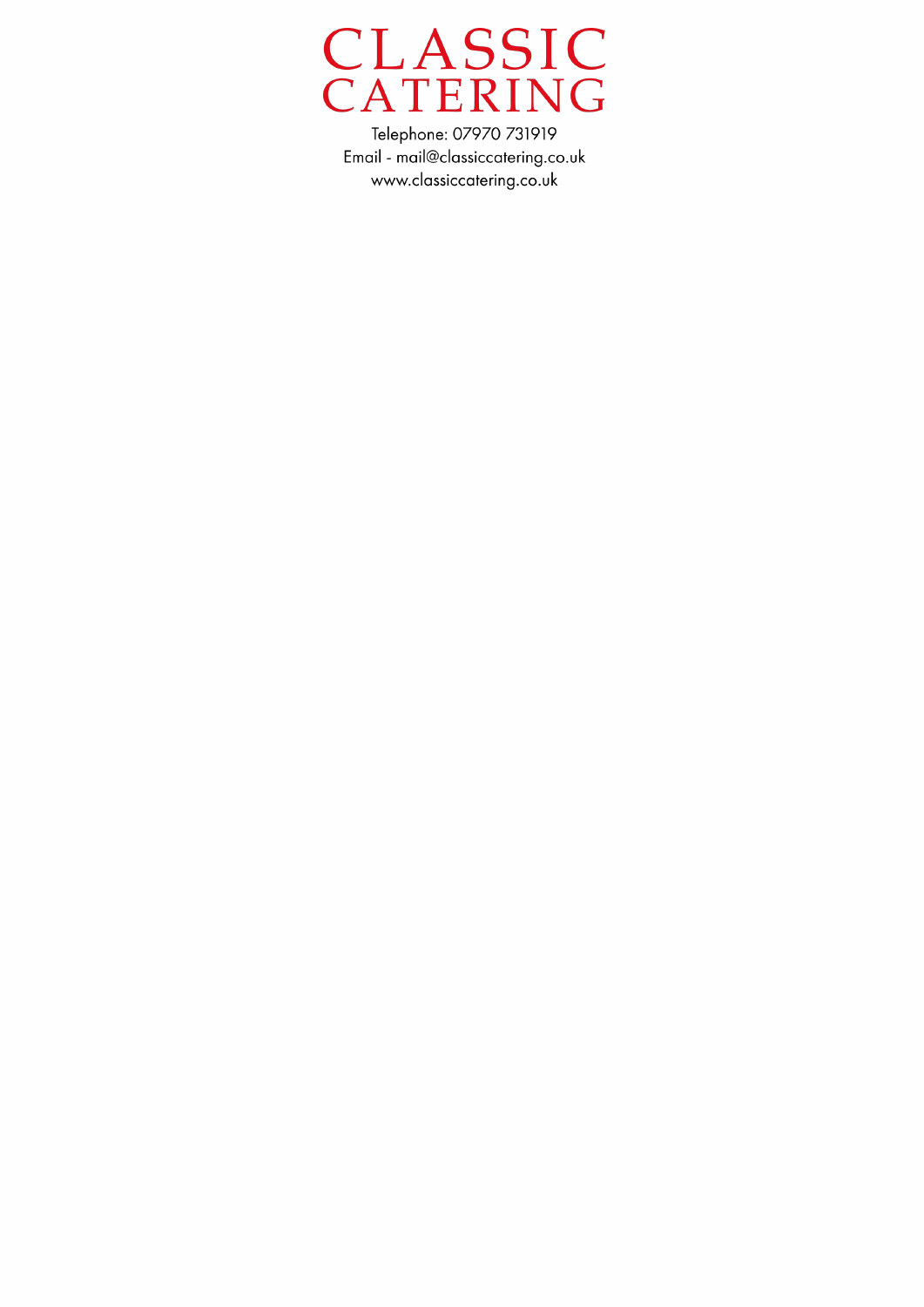# CLASSIC CATERING

Telephone: 07970 731919
Email - mail@classiccatering.co.uk
www.classiccatering.co.uk